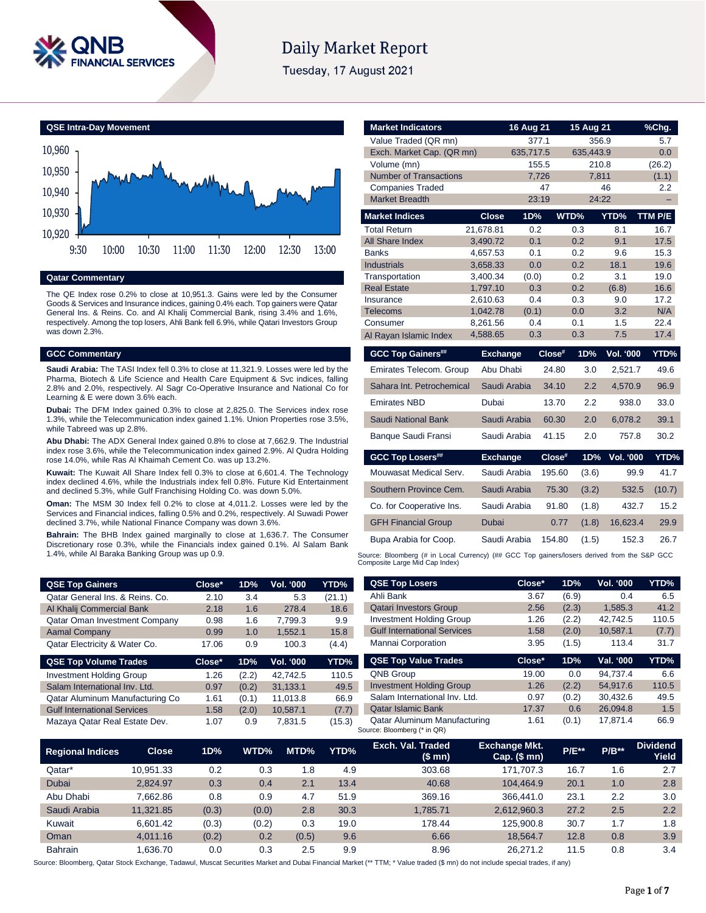# Daily Market Report

Tuesday, 17 August 2021

## QSE Intra-Day Movement

10,960
10,950
10,940
10,930
10,920

9:30 10:00 10:30 11:00 11:30 12:00 12:30 13:00

## Qatar Commentary

The QE Index rose 0.2% to close at 10,951.3. Gains were led by the Consumer Goods & Services and Insurance indices, gaining 0.4% each. Top gainers were Qatar General Ins. & Reins. Co. and Al Khalij Commercial Bank, rising 3.4% and 1.6%, respectively. Among the top losers, Ahli Bank fell 6.9%, while Qatari Investors Group was down 2.3%.

## GCC Commentary

**Saudi Arabia:** The TASI Index fell 0.3% to close at 11,321.9. Losses were led by the Pharma, Biotech & Life Science and Health Care Equipment & Svc indices, falling 2.8% and 2.0%, respectively. Al Sagr Co-Operative Insurance and National Co for Learning & E were down 3.6% each.

**Dubai:** The DFM Index gained 0.3% to close at 2,825.0. The Services index rose 1.3%, while the Telecommunication index gained 1.1%. Union Properties rose 3.5%, while Tabreed was up 2.8%.

**Abu Dhabi:** The ADX General Index gained 0.8% to close at 7,662.9. The Industrial index rose 3.6%, while the Telecommunication index gained 2.9%. Al Qudra Holding rose 14.0%, while Ras Al Khaimah Cement Co. was up 13.2%.

**Kuwait:** The Kuwait All Share Index fell 0.3% to close at 6,601.4. The Technology index declined 4.6%, while the Industrials index fell 0.8%. Future Kid Entertainment and declined 5.3%, while Gulf Franchising Holding Co. was down 5.0%.

**Oman:** The MSM 30 Index fell 0.2% to close at 4,011.2. Losses were led by the Services and Financial indices, falling 0.5% and 0.2%, respectively. Al Suwadi Power declined 3.7%, while National Finance Company was down 3.6%.

**Bahrain:** The BHB Index gained marginally to close at 1,636.7. The Consumer Discretionary rose 0.3%, while the Financials index gained 0.1%. Al Salam Bank 1.4%, while Al Baraka Banking Group was up 0.9.

| Market Indicators | 16 Aug 21 | 15 Aug 21 | %Chg. |
|---|---|---|---|
| Value Traded (QR mn) | 377.1 | 356.9 | 5.7 |
| Exch. Market Cap. (QR mn) | 635,717.5 | 635,443.9 | 0.0 |
| Volume (mn) | 155.5 | 210.8 | (26.2) |
| Number of Transactions | 7,726 | 7,811 | (1.1) |
| Companies Traded | 47 | 46 | 2.2 |
| Market Breadth | 23:19 | 24:22 | – |

| Market Indices | Close | 1D% | WTD% | YTD% | TTM P/E |
|---|---|---|---|---|---|
| Total Return | 21,678.81 | 0.2 | 0.3 | 8.1 | 16.7 |
| All Share Index | 3,490.72 | 0.1 | 0.2 | 9.1 | 17.5 |
| Banks | 4,657.53 | 0.1 | 0.2 | 9.6 | 15.3 |
| Industrials | 3,658.33 | 0.0 | 0.2 | 18.1 | 19.6 |
| Transportation | 3,400.34 | (0.0) | 0.2 | 3.1 | 19.0 |
| Real Estate | 1,797.10 | 0.3 | 0.2 | (6.8) | 16.6 |
| Insurance | 2,610.63 | 0.4 | 0.3 | 9.0 | 17.2 |
| Telecoms | 1,042.78 | (0.1) | 0.0 | 3.2 | N/A |
| Consumer | 8,261.56 | 0.4 | 0.1 | 1.5 | 22.4 |
| Al Rayan Islamic Index | 4,588.65 | 0.3 | 0.3 | 7.5 | 17.4 |

| GCC Top Gainers## | Exchange | Close# | 1D% | Vol. '000 | YTD% |
|---|---|---|---|---|---|
| Emirates Telecom. Group | Abu Dhabi | 24.80 | 3.0 | 2,521.7 | 49.6 |
| Sahara Int. Petrochemical | Saudi Arabia | 34.10 | 2.2 | 4,570.9 | 96.9 |
| Emirates NBD | Dubai | 13.70 | 2.2 | 938.0 | 33.0 |
| Saudi National Bank | Saudi Arabia | 60.30 | 2.0 | 6,078.2 | 39.1 |
| Banque Saudi Fransi | Saudi Arabia | 41.15 | 2.0 | 757.8 | 30.2 |

| GCC Top Losers## | Exchange | Close# | 1D% | Vol. '000 | YTD% |
|---|---|---|---|---|---|
| Mouwasat Medical Serv. | Saudi Arabia | 195.60 | (3.6) | 99.9 | 41.7 |
| Southern Province Cem. | Saudi Arabia | 75.30 | (3.2) | 532.5 | (10.7) |
| Co. for Cooperative Ins. | Saudi Arabia | 91.80 | (1.8) | 432.7 | 15.2 |
| GFH Financial Group | Dubai | 0.77 | (1.8) | 16,623.4 | 29.9 |
| Bupa Arabia for Coop. | Saudi Arabia | 154.80 | (1.5) | 152.3 | 26.7 |

Source: Bloomberg (# in Local Currency) (## GCC Top gainers/losers derived from the S&P GCC Composite Large Mid Cap Index)

| QSE Top Gainers | Close* | 1D% | Vol. '000 | YTD% |
|---|---|---|---|---|
| Qatar General Ins. & Reins. Co. | 2.10 | 3.4 | 5.3 | (21.1) |
| Al Khalij Commercial Bank | 2.18 | 1.6 | 278.4 | 18.6 |
| Qatar Oman Investment Company | 0.98 | 1.6 | 7,799.3 | 9.9 |
| Aamal Company | 0.99 | 1.0 | 1,552.1 | 15.8 |
| Qatar Electricity & Water Co. | 17.06 | 0.9 | 100.3 | (4.4) |

| QSE Top Volume Trades | Close* | 1D% | Vol. '000 | YTD% |
|---|---|---|---|---|
| Investment Holding Group | 1.26 | (2.2) | 42,742.5 | 110.5 |
| Salam International Inv. Ltd. | 0.97 | (0.2) | 31,133.1 | 49.5 |
| Qatar Aluminum Manufacturing Co | 1.61 | (0.1) | 11,013.8 | 66.9 |
| Gulf International Services | 1.58 | (2.0) | 10,587.1 | (7.7) |
| Mazaya Qatar Real Estate Dev. | 1.07 | 0.9 | 7,831.5 | (15.3) |

| QSE Top Losers | Close* | 1D% | Vol. '000 | YTD% |
|---|---|---|---|---|
| Ahli Bank | 3.67 | (6.9) | 0.4 | 6.5 |
| Qatari Investors Group | 2.56 | (2.3) | 1,585.3 | 41.2 |
| Investment Holding Group | 1.26 | (2.2) | 42,742.5 | 110.5 |
| Gulf International Services | 1.58 | (2.0) | 10,587.1 | (7.7) |
| Mannai Corporation | 3.95 | (1.5) | 113.4 | 31.7 |

| QSE Top Value Trades | Close* | 1D% | Val. '000 | YTD% |
|---|---|---|---|---|
| QNB Group | 19.00 | 0.0 | 94,737.4 | 6.6 |
| Investment Holding Group | 1.26 | (2.2) | 54,917.6 | 110.5 |
| Salam International Inv. Ltd. | 0.97 | (0.2) | 30,432.6 | 49.5 |
| Qatar Islamic Bank | 17.37 | 0.6 | 26,094.8 | 1.5 |
| Qatar Aluminum Manufacturing | 1.61 | (0.1) | 17,871.4 | 66.9 |

Source: Bloomberg (* in QR)

| Regional Indices | Close | 1D% | WTD% | MTD% | YTD% | Exch. Val. Traded ($ mn) | Exchange Mkt. Cap. ($ mn) | P/E** | P/B** | Dividend Yield |
|---|---|---|---|---|---|---|---|---|---|---|
| Qatar* | 10,951.33 | 0.2 | 0.3 | 1.8 | 4.9 | 303.68 | 171,707.3 | 16.7 | 1.6 | 2.7 |
| Dubai | 2,824.97 | 0.3 | 0.4 | 2.1 | 13.4 | 40.68 | 104,464.9 | 20.1 | 1.0 | 2.8 |
| Abu Dhabi | 7,662.86 | 0.8 | 0.9 | 4.7 | 51.9 | 369.16 | 366,441.0 | 23.1 | 2.2 | 3.0 |
| Saudi Arabia | 11,321.85 | (0.3) | (0.0) | 2.8 | 30.3 | 1,785.71 | 2,612,960.3 | 27.2 | 2.5 | 2.2 |
| Kuwait | 6,601.42 | (0.3) | (0.2) | 2.7 | 19.0 | 178.44 | 125,900.8 | 30.7 | 1.7 | 1.8 |
| Oman | 4,011.16 | (0.2) | 0.2 | (0.5) | 9.6 | 6.66 | 18,564.7 | 12.8 | 0.8 | 3.9 |
| Bahrain | 1,636.70 | 0.0 | 0.3 | 2.5 | 9.9 | 8.96 | 26,271.2 | 11.5 | 0.8 | 3.4 |

Source: Bloomberg, Qatar Stock Exchange, Tadawul, Muscat Securities Market and Dubai Financial Market (** TTM; * Value traded ($ mn) do not include special trades, if any)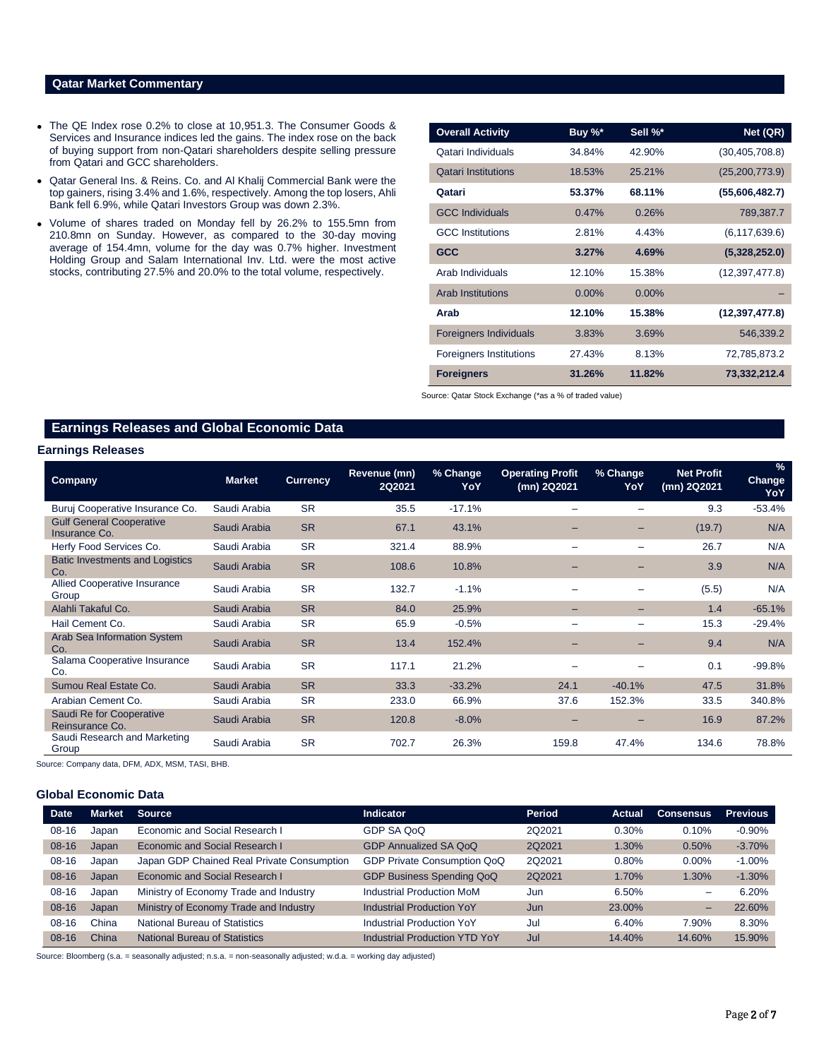## Qatar Market Commentary

- The QE Index rose 0.2% to close at 10,951.3. The Consumer Goods & Services and Insurance indices led the gains. The index rose on the back of buying support from non-Qatari shareholders despite selling pressure from Qatari and GCC shareholders.
- Qatar General Ins. & Reins. Co. and Al Khalij Commercial Bank were the top gainers, rising 3.4% and 1.6%, respectively. Among the top losers, Ahli Bank fell 6.9%, while Qatari Investors Group was down 2.3%.
- Volume of shares traded on Monday fell by 26.2% to 155.5mn from 210.8mn on Sunday. However, as compared to the 30-day moving average of 154.4mn, volume for the day was 0.7% higher. Investment Holding Group and Salam International Inv. Ltd. were the most active stocks, contributing 27.5% and 20.0% to the total volume, respectively.

| Overall Activity | Buy %* | Sell %* | Net (QR) |
|---|---|---|---|
| Qatari Individuals | 34.84% | 42.90% | (30,405,708.8) |
| Qatari Institutions | 18.53% | 25.21% | (25,200,773.9) |
| **Qatari** | **53.37%** | **68.11%** | **(55,606,482.7)** |
| GCC Individuals | 0.47% | 0.26% | 789,387.7 |
| GCC Institutions | 2.81% | 4.43% | (6,117,639.6) |
| **GCC** | **3.27%** | **4.69%** | **(5,328,252.0)** |
| Arab Individuals | 12.10% | 15.38% | (12,397,477.8) |
| Arab Institutions | 0.00% | 0.00% | – |
| **Arab** | **12.10%** | **15.38%** | **(12,397,477.8)** |
| Foreigners Individuals | 3.83% | 3.69% | 546,339.2 |
| Foreigners Institutions | 27.43% | 8.13% | 72,785,873.2 |
| **Foreigners** | **31.26%** | **11.82%** | **73,332,212.4** |

Source: Qatar Stock Exchange (*as a % of traded value)

## Earnings Releases and Global Economic Data

### Earnings Releases

| Company | Market | Currency | Revenue (mn) 2Q2021 | % Change YoY | Operating Profit (mn) 2Q2021 | % Change YoY | Net Profit (mn) 2Q2021 | % Change YoY |
|---|---|---|---|---|---|---|---|---|
| Buruj Cooperative Insurance Co. | Saudi Arabia | SR | 35.5 | -17.1% | – | – | 9.3 | -53.4% |
| Gulf General Cooperative Insurance Co. | Saudi Arabia | SR | 67.1 | 43.1% | – | – | (19.7) | N/A |
| Herfy Food Services Co. | Saudi Arabia | SR | 321.4 | 88.9% | – | – | 26.7 | N/A |
| Batic Investments and Logistics Co. | Saudi Arabia | SR | 108.6 | 10.8% | – | – | 3.9 | N/A |
| Allied Cooperative Insurance Group | Saudi Arabia | SR | 132.7 | -1.1% | – | – | (5.5) | N/A |
| Alahli Takaful Co. | Saudi Arabia | SR | 84.0 | 25.9% | – | – | 1.4 | -65.1% |
| Hail Cement Co. | Saudi Arabia | SR | 65.9 | -0.5% | – | – | 15.3 | -29.4% |
| Arab Sea Information System Co. | Saudi Arabia | SR | 13.4 | 152.4% | – | – | 9.4 | N/A |
| Salama Cooperative Insurance Co. | Saudi Arabia | SR | 117.1 | 21.2% | – | – | 0.1 | -99.8% |
| Sumou Real Estate Co. | Saudi Arabia | SR | 33.3 | -33.2% | 24.1 | -40.1% | 47.5 | 31.8% |
| Arabian Cement Co. | Saudi Arabia | SR | 233.0 | 66.9% | 37.6 | 152.3% | 33.5 | 340.8% |
| Saudi Re for Cooperative Reinsurance Co. | Saudi Arabia | SR | 120.8 | -8.0% | – | – | 16.9 | 87.2% |
| Saudi Research and Marketing Group | Saudi Arabia | SR | 702.7 | 26.3% | 159.8 | 47.4% | 134.6 | 78.8% |

Source: Company data, DFM, ADX, MSM, TASI, BHB.

### Global Economic Data

| Date | Market | Source | Indicator | Period | Actual | Consensus | Previous |
|---|---|---|---|---|---|---|---|
| 08-16 | Japan | Economic and Social Research I | GDP SA QoQ | 2Q2021 | 0.30% | 0.10% | -0.90% |
| 08-16 | Japan | Economic and Social Research I | GDP Annualized SA QoQ | 2Q2021 | 1.30% | 0.50% | -3.70% |
| 08-16 | Japan | Japan GDP Chained Real Private Consumption | GDP Private Consumption QoQ | 2Q2021 | 0.80% | 0.00% | -1.00% |
| 08-16 | Japan | Economic and Social Research I | GDP Business Spending QoQ | 2Q2021 | 1.70% | 1.30% | -1.30% |
| 08-16 | Japan | Ministry of Economy Trade and Industry | Industrial Production MoM | Jun | 6.50% | – | 6.20% |
| 08-16 | Japan | Ministry of Economy Trade and Industry | Industrial Production YoY | Jun | 23.00% | – | 22.60% |
| 08-16 | China | National Bureau of Statistics | Industrial Production YoY | Jul | 6.40% | 7.90% | 8.30% |
| 08-16 | China | National Bureau of Statistics | Industrial Production YTD YoY | Jul | 14.40% | 14.60% | 15.90% |

Source: Bloomberg (s.a. = seasonally adjusted; n.s.a. = non-seasonally adjusted; w.d.a. = working day adjusted)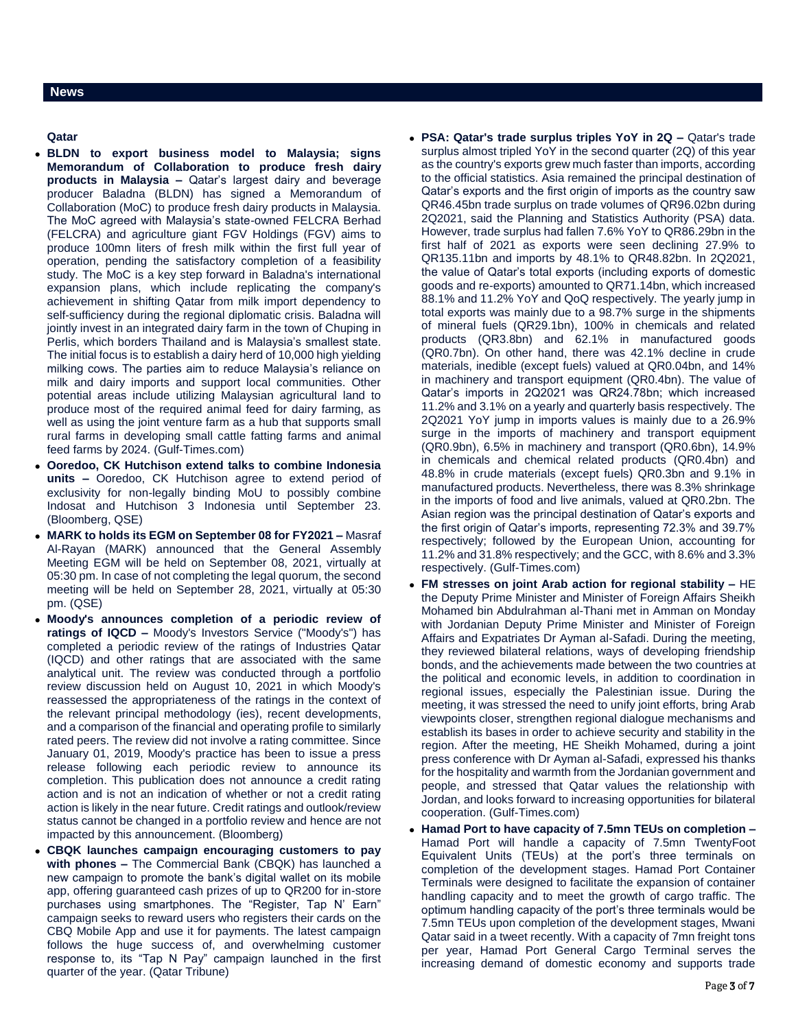## News

### Qatar

- **BLDN to export business model to Malaysia; signs Memorandum of Collaboration to produce fresh dairy products in Malaysia –** Qatar's largest dairy and beverage producer Baladna (BLDN) has signed a Memorandum of Collaboration (MoC) to produce fresh dairy products in Malaysia. The MoC agreed with Malaysia's state-owned FELCRA Berhad (FELCRA) and agriculture giant FGV Holdings (FGV) aims to produce 100mn liters of fresh milk within the first full year of operation, pending the satisfactory completion of a feasibility study. The MoC is a key step forward in Baladna's international expansion plans, which include replicating the company's achievement in shifting Qatar from milk import dependency to self-sufficiency during the regional diplomatic crisis. Baladna will jointly invest in an integrated dairy farm in the town of Chuping in Perlis, which borders Thailand and is Malaysia's smallest state. The initial focus is to establish a dairy herd of 10,000 high yielding milking cows. The parties aim to reduce Malaysia's reliance on milk and dairy imports and support local communities. Other potential areas include utilizing Malaysian agricultural land to produce most of the required animal feed for dairy farming, as well as using the joint venture farm as a hub that supports small rural farms in developing small cattle fatting farms and animal feed farms by 2024. (Gulf-Times.com)
- **Ooredoo, CK Hutchison extend talks to combine Indonesia units –** Ooredoo, CK Hutchison agree to extend period of exclusivity for non-legally binding MoU to possibly combine Indosat and Hutchison 3 Indonesia until September 23. (Bloomberg, QSE)
- **MARK to holds its EGM on September 08 for FY2021 –** Masraf Al-Rayan (MARK) announced that the General Assembly Meeting EGM will be held on September 08, 2021, virtually at 05:30 pm. In case of not completing the legal quorum, the second meeting will be held on September 28, 2021, virtually at 05:30 pm. (QSE)
- **Moody's announces completion of a periodic review of ratings of IQCD –** Moody's Investors Service ("Moody's") has completed a periodic review of the ratings of Industries Qatar (IQCD) and other ratings that are associated with the same analytical unit. The review was conducted through a portfolio review discussion held on August 10, 2021 in which Moody's reassessed the appropriateness of the ratings in the context of the relevant principal methodology (ies), recent developments, and a comparison of the financial and operating profile to similarly rated peers. The review did not involve a rating committee. Since January 01, 2019, Moody's practice has been to issue a press release following each periodic review to announce its completion. This publication does not announce a credit rating action and is not an indication of whether or not a credit rating action is likely in the near future. Credit ratings and outlook/review status cannot be changed in a portfolio review and hence are not impacted by this announcement. (Bloomberg)
- **CBQK launches campaign encouraging customers to pay with phones –** The Commercial Bank (CBQK) has launched a new campaign to promote the bank's digital wallet on its mobile app, offering guaranteed cash prizes of up to QR200 for in-store purchases using smartphones. The "Register, Tap N' Earn" campaign seeks to reward users who registers their cards on the CBQ Mobile App and use it for payments. The latest campaign follows the huge success of, and overwhelming customer response to, its "Tap N Pay" campaign launched in the first quarter of the year. (Qatar Tribune)
- **PSA: Qatar's trade surplus triples YoY in 2Q –** Qatar's trade surplus almost tripled YoY in the second quarter (2Q) of this year as the country's exports grew much faster than imports, according to the official statistics. Asia remained the principal destination of Qatar's exports and the first origin of imports as the country saw QR46.45bn trade surplus on trade volumes of QR96.02bn during 2Q2021, said the Planning and Statistics Authority (PSA) data. However, trade surplus had fallen 7.6% YoY to QR86.29bn in the first half of 2021 as exports were seen declining 27.9% to QR135.11bn and imports by 48.1% to QR48.82bn. In 2Q2021, the value of Qatar's total exports (including exports of domestic goods and re-exports) amounted to QR71.14bn, which increased 88.1% and 11.2% YoY and QoQ respectively. The yearly jump in total exports was mainly due to a 98.7% surge in the shipments of mineral fuels (QR29.1bn), 100% in chemicals and related products (QR3.8bn) and 62.1% in manufactured goods (QR0.7bn). On other hand, there was 42.1% decline in crude materials, inedible (except fuels) valued at QR0.04bn, and 14% in machinery and transport equipment (QR0.4bn). The value of Qatar's imports in 2Q2021 was QR24.78bn; which increased 11.2% and 3.1% on a yearly and quarterly basis respectively. The 2Q2021 YoY jump in imports values is mainly due to a 26.9% surge in the imports of machinery and transport equipment (QR0.9bn), 6.5% in machinery and transport (QR0.6bn), 14.9% in chemicals and chemical related products (QR0.4bn) and 48.8% in crude materials (except fuels) QR0.3bn and 9.1% in manufactured products. Nevertheless, there was 8.3% shrinkage in the imports of food and live animals, valued at QR0.2bn. The Asian region was the principal destination of Qatar's exports and the first origin of Qatar's imports, representing 72.3% and 39.7% respectively; followed by the European Union, accounting for 11.2% and 31.8% respectively; and the GCC, with 8.6% and 3.3% respectively. (Gulf-Times.com)
- **FM stresses on joint Arab action for regional stability –** HE the Deputy Prime Minister and Minister of Foreign Affairs Sheikh Mohamed bin Abdulrahman al-Thani met in Amman on Monday with Jordanian Deputy Prime Minister and Minister of Foreign Affairs and Expatriates Dr Ayman al-Safadi. During the meeting, they reviewed bilateral relations, ways of developing friendship bonds, and the achievements made between the two countries at the political and economic levels, in addition to coordination in regional issues, especially the Palestinian issue. During the meeting, it was stressed the need to unify joint efforts, bring Arab viewpoints closer, strengthen regional dialogue mechanisms and establish its bases in order to achieve security and stability in the region. After the meeting, HE Sheikh Mohamed, during a joint press conference with Dr Ayman al-Safadi, expressed his thanks for the hospitality and warmth from the Jordanian government and people, and stressed that Qatar values the relationship with Jordan, and looks forward to increasing opportunities for bilateral cooperation. (Gulf-Times.com)
- **Hamad Port to have capacity of 7.5mn TEUs on completion –** Hamad Port will handle a capacity of 7.5mn TwentyFoot Equivalent Units (TEUs) at the port's three terminals on completion of the development stages. Hamad Port Container Terminals were designed to facilitate the expansion of container handling capacity and to meet the growth of cargo traffic. The optimum handling capacity of the port's three terminals would be 7.5mn TEUs upon completion of the development stages, Mwani Qatar said in a tweet recently. With a capacity of 7mn freight tons per year, Hamad Port General Cargo Terminal serves the increasing demand of domestic economy and supports trade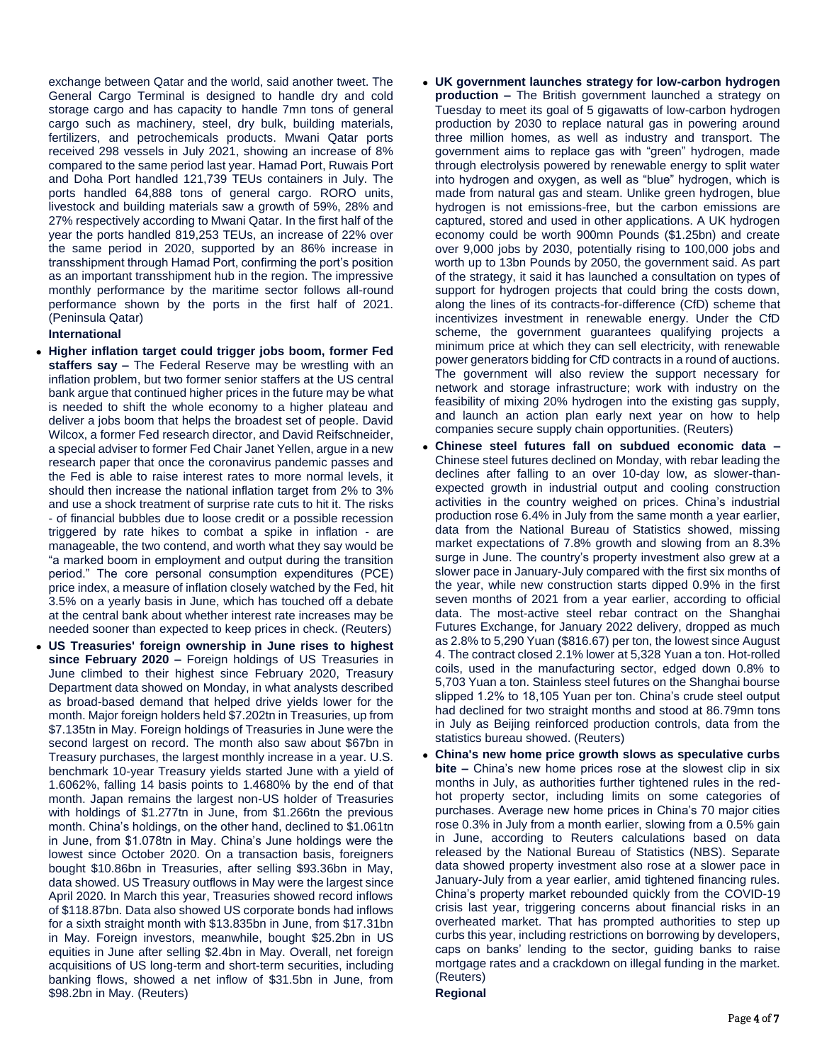exchange between Qatar and the world, said another tweet. The General Cargo Terminal is designed to handle dry and cold storage cargo and has capacity to handle 7mn tons of general cargo such as machinery, steel, dry bulk, building materials, fertilizers, and petrochemicals products. Mwani Qatar ports received 298 vessels in July 2021, showing an increase of 8% compared to the same period last year. Hamad Port, Ruwais Port and Doha Port handled 121,739 TEUs containers in July. The ports handled 64,888 tons of general cargo. RORO units, livestock and building materials saw a growth of 59%, 28% and 27% respectively according to Mwani Qatar. In the first half of the year the ports handled 819,253 TEUs, an increase of 22% over the same period in 2020, supported by an 86% increase in transshipment through Hamad Port, confirming the port's position as an important transshipment hub in the region. The impressive monthly performance by the maritime sector follows all-round performance shown by the ports in the first half of 2021. (Peninsula Qatar)

**International**

- **Higher inflation target could trigger jobs boom, former Fed staffers say –** The Federal Reserve may be wrestling with an inflation problem, but two former senior staffers at the US central bank argue that continued higher prices in the future may be what is needed to shift the whole economy to a higher plateau and deliver a jobs boom that helps the broadest set of people. David Wilcox, a former Fed research director, and David Reifschneider, a special adviser to former Fed Chair Janet Yellen, argue in a new research paper that once the coronavirus pandemic passes and the Fed is able to raise interest rates to more normal levels, it should then increase the national inflation target from 2% to 3% and use a shock treatment of surprise rate cuts to hit it. The risks - of financial bubbles due to loose credit or a possible recession triggered by rate hikes to combat a spike in inflation - are manageable, the two contend, and worth what they say would be "a marked boom in employment and output during the transition period." The core personal consumption expenditures (PCE) price index, a measure of inflation closely watched by the Fed, hit 3.5% on a yearly basis in June, which has touched off a debate at the central bank about whether interest rate increases may be needed sooner than expected to keep prices in check. (Reuters)
- **US Treasuries' foreign ownership in June rises to highest since February 2020 –** Foreign holdings of US Treasuries in June climbed to their highest since February 2020, Treasury Department data showed on Monday, in what analysts described as broad-based demand that helped drive yields lower for the month. Major foreign holders held $7.202tn in Treasuries, up from $7.135tn in May. Foreign holdings of Treasuries in June were the second largest on record. The month also saw about $67bn in Treasury purchases, the largest monthly increase in a year. U.S. benchmark 10-year Treasury yields started June with a yield of 1.6062%, falling 14 basis points to 1.4680% by the end of that month. Japan remains the largest non-US holder of Treasuries with holdings of $1.277tn in June, from $1.266tn the previous month. China's holdings, on the other hand, declined to $1.061tn in June, from $1.078tn in May. China's June holdings were the lowest since October 2020. On a transaction basis, foreigners bought $10.86bn in Treasuries, after selling $93.36bn in May, data showed. US Treasury outflows in May were the largest since April 2020. In March this year, Treasuries showed record inflows of $118.87bn. Data also showed US corporate bonds had inflows for a sixth straight month with $13.835bn in June, from $17.31bn in May. Foreign investors, meanwhile, bought $25.2bn in US equities in June after selling $2.4bn in May. Overall, net foreign acquisitions of US long-term and short-term securities, including banking flows, showed a net inflow of $31.5bn in June, from $98.2bn in May. (Reuters)
- **UK government launches strategy for low-carbon hydrogen production –** The British government launched a strategy on Tuesday to meet its goal of 5 gigawatts of low-carbon hydrogen production by 2030 to replace natural gas in powering around three million homes, as well as industry and transport. The government aims to replace gas with "green" hydrogen, made through electrolysis powered by renewable energy to split water into hydrogen and oxygen, as well as "blue" hydrogen, which is made from natural gas and steam. Unlike green hydrogen, blue hydrogen is not emissions-free, but the carbon emissions are captured, stored and used in other applications. A UK hydrogen economy could be worth 900mn Pounds ($1.25bn) and create over 9,000 jobs by 2030, potentially rising to 100,000 jobs and worth up to 13bn Pounds by 2050, the government said. As part of the strategy, it said it has launched a consultation on types of support for hydrogen projects that could bring the costs down, along the lines of its contracts-for-difference (CfD) scheme that incentivizes investment in renewable energy. Under the CfD scheme, the government guarantees qualifying projects a minimum price at which they can sell electricity, with renewable power generators bidding for CfD contracts in a round of auctions. The government will also review the support necessary for network and storage infrastructure; work with industry on the feasibility of mixing 20% hydrogen into the existing gas supply, and launch an action plan early next year on how to help companies secure supply chain opportunities. (Reuters)
- **Chinese steel futures fall on subdued economic data –** Chinese steel futures declined on Monday, with rebar leading the declines after falling to an over 10-day low, as slower-than-expected growth in industrial output and cooling construction activities in the country weighed on prices. China's industrial production rose 6.4% in July from the same month a year earlier, data from the National Bureau of Statistics showed, missing market expectations of 7.8% growth and slowing from an 8.3% surge in June. The country's property investment also grew at a slower pace in January-July compared with the first six months of the year, while new construction starts dipped 0.9% in the first seven months of 2021 from a year earlier, according to official data. The most-active steel rebar contract on the Shanghai Futures Exchange, for January 2022 delivery, dropped as much as 2.8% to 5,290 Yuan ($816.67) per ton, the lowest since August 4. The contract closed 2.1% lower at 5,328 Yuan a ton. Hot-rolled coils, used in the manufacturing sector, edged down 0.8% to 5,703 Yuan a ton. Stainless steel futures on the Shanghai bourse slipped 1.2% to 18,105 Yuan per ton. China's crude steel output had declined for two straight months and stood at 86.79mn tons in July as Beijing reinforced production controls, data from the statistics bureau showed. (Reuters)
- **China's new home price growth slows as speculative curbs bite –** China's new home prices rose at the slowest clip in six months in July, as authorities further tightened rules in the red-hot property sector, including limits on some categories of purchases. Average new home prices in China's 70 major cities rose 0.3% in July from a month earlier, slowing from a 0.5% gain in June, according to Reuters calculations based on data released by the National Bureau of Statistics (NBS). Separate data showed property investment also rose at a slower pace in January-July from a year earlier, amid tightened financing rules. China's property market rebounded quickly from the COVID-19 crisis last year, triggering concerns about financial risks in an overheated market. That has prompted authorities to step up curbs this year, including restrictions on borrowing by developers, caps on banks' lending to the sector, guiding banks to raise mortgage rates and a crackdown on illegal funding in the market. (Reuters)

**Regional**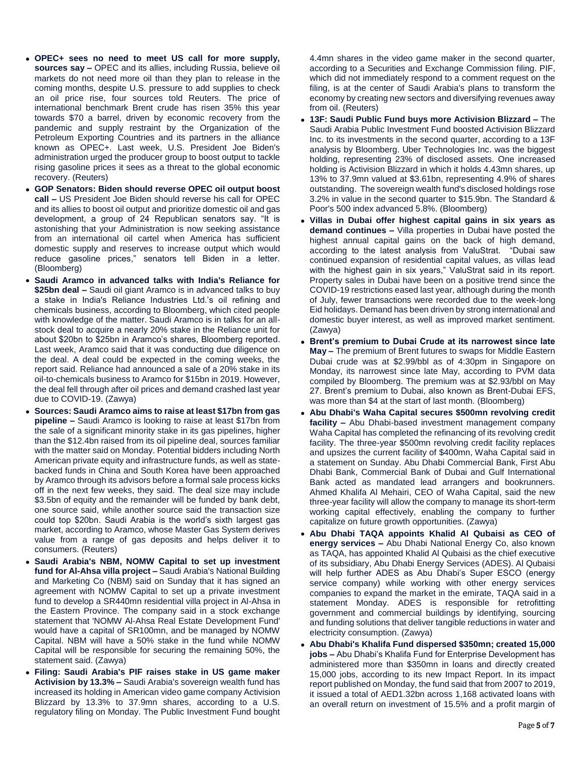- **OPEC+ sees no need to meet US call for more supply, sources say –** OPEC and its allies, including Russia, believe oil markets do not need more oil than they plan to release in the coming months, despite U.S. pressure to add supplies to check an oil price rise, four sources told Reuters. The price of international benchmark Brent crude has risen 35% this year towards $70 a barrel, driven by economic recovery from the pandemic and supply restraint by the Organization of the Petroleum Exporting Countries and its partners in the alliance known as OPEC+. Last week, U.S. President Joe Biden's administration urged the producer group to boost output to tackle rising gasoline prices it sees as a threat to the global economic recovery. (Reuters)
- **GOP Senators: Biden should reverse OPEC oil output boost call –** US President Joe Biden should reverse his call for OPEC and its allies to boost oil output and prioritize domestic oil and gas development, a group of 24 Republican senators say. "It is astonishing that your Administration is now seeking assistance from an international oil cartel when America has sufficient domestic supply and reserves to increase output which would reduce gasoline prices," senators tell Biden in a letter. (Bloomberg)
- **Saudi Aramco in advanced talks with India's Reliance for $25bn deal –** Saudi oil giant Aramco is in advanced talks to buy a stake in India's Reliance Industries Ltd.'s oil refining and chemicals business, according to Bloomberg, which cited people with knowledge of the matter. Saudi Aramco is in talks for an all-stock deal to acquire a nearly 20% stake in the Reliance unit for about $20bn to $25bn in Aramco's shares, Bloomberg reported. Last week, Aramco said that it was conducting due diligence on the deal. A deal could be expected in the coming weeks, the report said. Reliance had announced a sale of a 20% stake in its oil-to-chemicals business to Aramco for $15bn in 2019. However, the deal fell through after oil prices and demand crashed last year due to COVID-19. (Zawya)
- **Sources: Saudi Aramco aims to raise at least $17bn from gas pipeline –** Saudi Aramco is looking to raise at least $17bn from the sale of a significant minority stake in its gas pipelines, higher than the $12.4bn raised from its oil pipeline deal, sources familiar with the matter said on Monday. Potential bidders including North American private equity and infrastructure funds, as well as state-backed funds in China and South Korea have been approached by Aramco through its advisors before a formal sale process kicks off in the next few weeks, they said. The deal size may include $3.5bn of equity and the remainder will be funded by bank debt, one source said, while another source said the transaction size could top $20bn. Saudi Arabia is the world's sixth largest gas market, according to Aramco, whose Master Gas System derives value from a range of gas deposits and helps deliver it to consumers. (Reuters)
- **Saudi Arabia's NBM, NOMW Capital to set up investment fund for Al-Ahsa villa project –** Saudi Arabia's National Building and Marketing Co (NBM) said on Sunday that it has signed an agreement with NOMW Capital to set up a private investment fund to develop a SR440mn residential villa project in Al-Ahsa in the Eastern Province. The company said in a stock exchange statement that 'NOMW Al-Ahsa Real Estate Development Fund' would have a capital of SR100mn, and be managed by NOMW Capital. NBM will have a 50% stake in the fund while NOMW Capital will be responsible for securing the remaining 50%, the statement said. (Zawya)
- **Filing: Saudi Arabia's PIF raises stake in US game maker Activision by 13.3% –** Saudi Arabia's sovereign wealth fund has increased its holding in American video game company Activision Blizzard by 13.3% to 37.9mn shares, according to a U.S. regulatory filing on Monday. The Public Investment Fund bought 4.4mn shares in the video game maker in the second quarter, according to a Securities and Exchange Commission filing. PIF, which did not immediately respond to a comment request on the filing, is at the center of Saudi Arabia's plans to transform the economy by creating new sectors and diversifying revenues away from oil. (Reuters)
- **13F: Saudi Public Fund buys more Activision Blizzard –** The Saudi Arabia Public Investment Fund boosted Activision Blizzard Inc. to its investments in the second quarter, according to a 13F analysis by Bloomberg. Uber Technologies Inc. was the biggest holding, representing 23% of disclosed assets. One increased holding is Activision Blizzard in which it holds 4.43mn shares, up 13% to 37.9mn valued at $3.61bn, representing 4.9% of shares outstanding. The sovereign wealth fund's disclosed holdings rose 3.2% in value in the second quarter to $15.9bn. The Standard & Poor's 500 index advanced 5.8%. (Bloomberg)
- **Villas in Dubai offer highest capital gains in six years as demand continues –** Villa properties in Dubai have posted the highest annual capital gains on the back of high demand, according to the latest analysis from ValuStrat. "Dubai saw continued expansion of residential capital values, as villas lead with the highest gain in six years," ValuStrat said in its report. Property sales in Dubai have been on a positive trend since the COVID-19 restrictions eased last year, although during the month of July, fewer transactions were recorded due to the week-long Eid holidays. Demand has been driven by strong international and domestic buyer interest, as well as improved market sentiment. (Zawya)
- **Brent's premium to Dubai Crude at its narrowest since late May –** The premium of Brent futures to swaps for Middle Eastern Dubai crude was at $2.99/bbl as of 4:30pm in Singapore on Monday, its narrowest since late May, according to PVM data compiled by Bloomberg. The premium was at $2.93/bbl on May 27. Brent's premium to Dubai, also known as Brent-Dubai EFS, was more than $4 at the start of last month. (Bloomberg)
- **Abu Dhabi's Waha Capital secures $500mn revolving credit facility –** Abu Dhabi-based investment management company Waha Capital has completed the refinancing of its revolving credit facility. The three-year $500mn revolving credit facility replaces and upsizes the current facility of $400mn, Waha Capital said in a statement on Sunday. Abu Dhabi Commercial Bank, First Abu Dhabi Bank, Commercial Bank of Dubai and Gulf International Bank acted as mandated lead arrangers and bookrunners. Ahmed Khalifa Al Mehairi, CEO of Waha Capital, said the new three-year facility will allow the company to manage its short-term working capital effectively, enabling the company to further capitalize on future growth opportunities. (Zawya)
- **Abu Dhabi TAQA appoints Khalid Al Qubaisi as CEO of energy services –** Abu Dhabi National Energy Co, also known as TAQA, has appointed Khalid Al Qubaisi as the chief executive of its subsidiary, Abu Dhabi Energy Services (ADES). Al Qubaisi will help further ADES as Abu Dhabi's Super ESCO (energy service company) while working with other energy services companies to expand the market in the emirate, TAQA said in a statement Monday. ADES is responsible for retrofitting government and commercial buildings by identifying, sourcing and funding solutions that deliver tangible reductions in water and electricity consumption. (Zawya)
- **Abu Dhabi's Khalifa Fund dispersed $350mn; created 15,000 jobs –** Abu Dhabi's Khalifa Fund for Enterprise Development has administered more than $350mn in loans and directly created 15,000 jobs, according to its new Impact Report. In its impact report published on Monday, the fund said that from 2007 to 2019, it issued a total of AED1.32bn across 1,168 activated loans with an overall return on investment of 15.5% and a profit margin of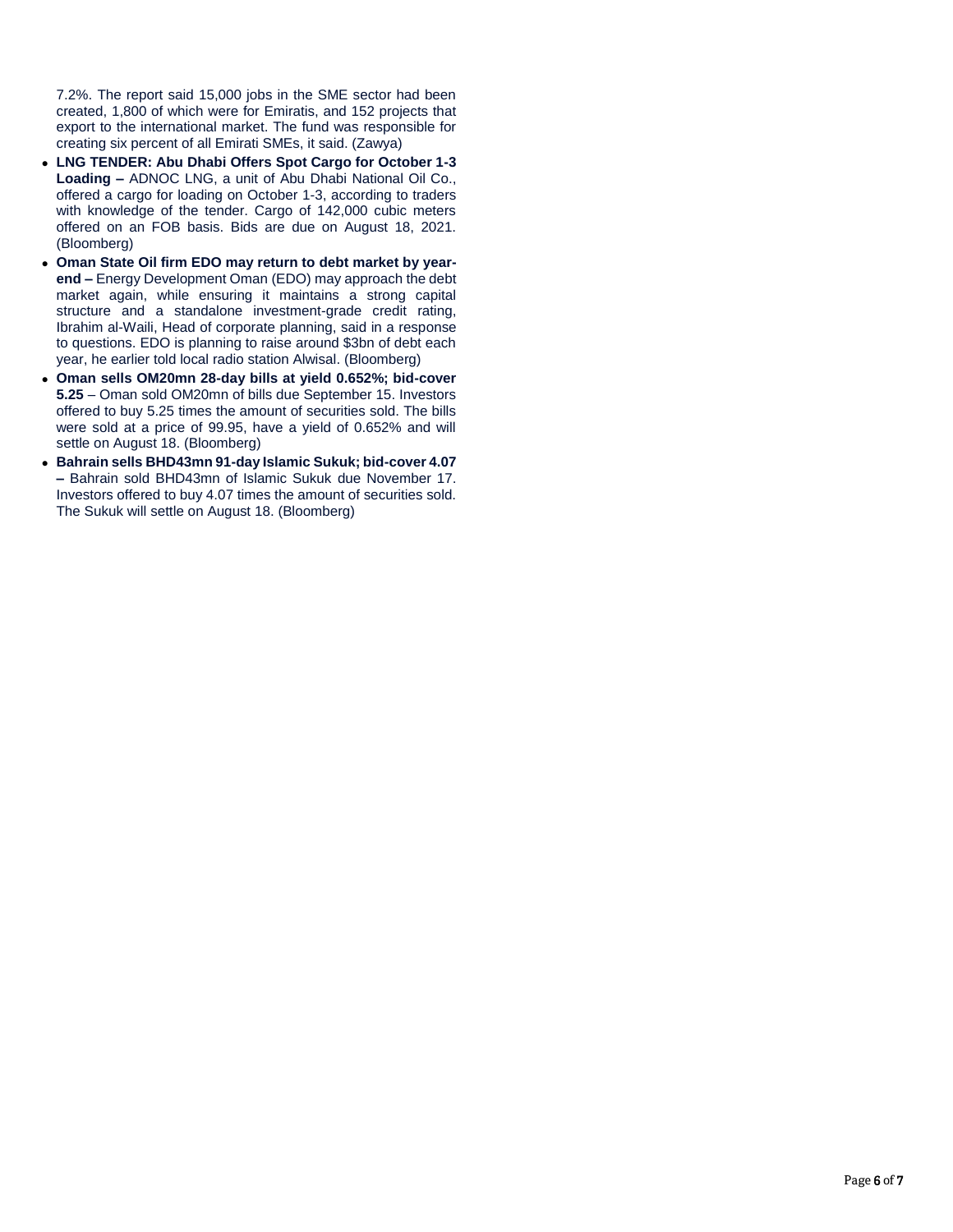7.2%. The report said 15,000 jobs in the SME sector had been created, 1,800 of which were for Emiratis, and 152 projects that export to the international market. The fund was responsible for creating six percent of all Emirati SMEs, it said. (Zawya)

- **LNG TENDER: Abu Dhabi Offers Spot Cargo for October 1-3 Loading –** ADNOC LNG, a unit of Abu Dhabi National Oil Co., offered a cargo for loading on October 1-3, according to traders with knowledge of the tender. Cargo of 142,000 cubic meters offered on an FOB basis. Bids are due on August 18, 2021. (Bloomberg)
- **Oman State Oil firm EDO may return to debt market by year-end –** Energy Development Oman (EDO) may approach the debt market again, while ensuring it maintains a strong capital structure and a standalone investment-grade credit rating, Ibrahim al-Waili, Head of corporate planning, said in a response to questions. EDO is planning to raise around $3bn of debt each year, he earlier told local radio station Alwisal. (Bloomberg)
- **Oman sells OM20mn 28-day bills at yield 0.652%; bid-cover 5.25** – Oman sold OM20mn of bills due September 15. Investors offered to buy 5.25 times the amount of securities sold. The bills were sold at a price of 99.95, have a yield of 0.652% and will settle on August 18. (Bloomberg)
- **Bahrain sells BHD43mn 91-day Islamic Sukuk; bid-cover 4.07 –** Bahrain sold BHD43mn of Islamic Sukuk due November 17. Investors offered to buy 4.07 times the amount of securities sold. The Sukuk will settle on August 18. (Bloomberg)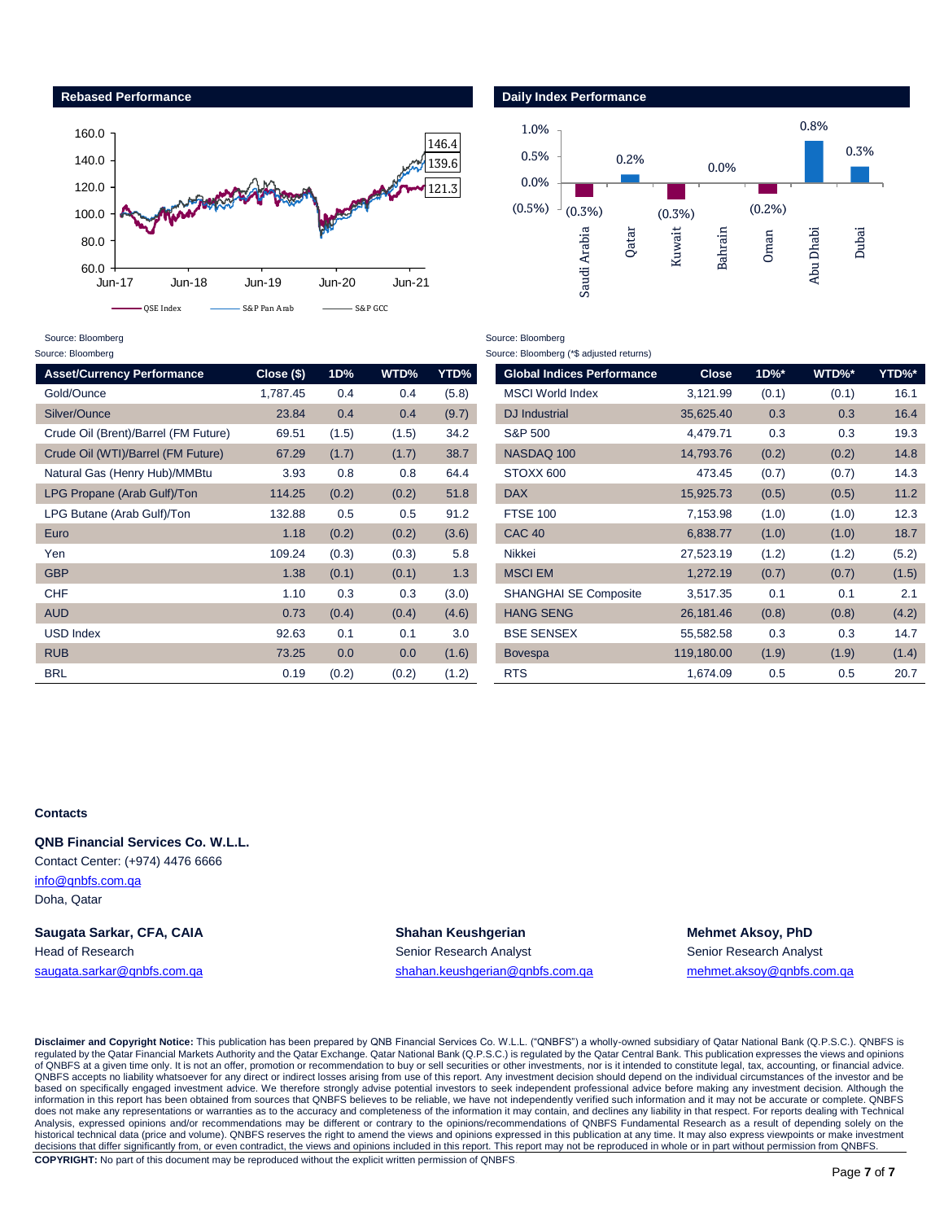## Rebased Performance

160.0
140.0
120.0
100.0
80.0
60.0

Jun-17 Jun-18 Jun-19 Jun-20 Jun-21

146.4
139.6
121.3

QSE Index S&P Pan Arab S&P GCC

Source: Bloomberg

## Daily Index Performance

1.0%
0.5%
0.0%
(0.5%)

(0.3%) 0.2% (0.3%) 0.0% (0.2%) 0.8% 0.3%

Saudi Arabia Qatar Kuwait Bahrain Oman Abu Dhabi Dubai

Source: Bloomberg

Source: Bloomberg

| Asset/Currency Performance | Close ($) | 1D% | WTD% | YTD% |
|---|---|---|---|---|
| Gold/Ounce | 1,787.45 | 0.4 | 0.4 | (5.8) |
| Silver/Ounce | 23.84 | 0.4 | 0.4 | (9.7) |
| Crude Oil (Brent)/Barrel (FM Future) | 69.51 | (1.5) | (1.5) | 34.2 |
| Crude Oil (WTI)/Barrel (FM Future) | 67.29 | (1.7) | (1.7) | 38.7 |
| Natural Gas (Henry Hub)/MMBtu | 3.93 | 0.8 | 0.8 | 64.4 |
| LPG Propane (Arab Gulf)/Ton | 114.25 | (0.2) | (0.2) | 51.8 |
| LPG Butane (Arab Gulf)/Ton | 132.88 | 0.5 | 0.5 | 91.2 |
| Euro | 1.18 | (0.2) | (0.2) | (3.6) |
| Yen | 109.24 | (0.3) | (0.3) | 5.8 |
| GBP | 1.38 | (0.1) | (0.1) | 1.3 |
| CHF | 1.10 | 0.3 | 0.3 | (3.0) |
| AUD | 0.73 | (0.4) | (0.4) | (4.6) |
| USD Index | 92.63 | 0.1 | 0.1 | 3.0 |
| RUB | 73.25 | 0.0 | 0.0 | (1.6) |
| BRL | 0.19 | (0.2) | (0.2) | (1.2) |

Source: Bloomberg (*$ adjusted returns)

| Global Indices Performance | Close | 1D%* | WTD%* | YTD%* |
|---|---|---|---|---|
| MSCI World Index | 3,121.99 | (0.1) | (0.1) | 16.1 |
| DJ Industrial | 35,625.40 | 0.3 | 0.3 | 16.4 |
| S&P 500 | 4,479.71 | 0.3 | 0.3 | 19.3 |
| NASDAQ 100 | 14,793.76 | (0.2) | (0.2) | 14.8 |
| STOXX 600 | 473.45 | (0.7) | (0.7) | 14.3 |
| DAX | 15,925.73 | (0.5) | (0.5) | 11.2 |
| FTSE 100 | 7,153.98 | (1.0) | (1.0) | 12.3 |
| CAC 40 | 6,838.77 | (1.0) | (1.0) | 18.7 |
| Nikkei | 27,523.19 | (1.2) | (1.2) | (5.2) |
| MSCI EM | 1,272.19 | (0.7) | (0.7) | (1.5) |
| SHANGHAI SE Composite | 3,517.35 | 0.1 | 0.1 | 2.1 |
| HANG SENG | 26,181.46 | (0.8) | (0.8) | (4.2) |
| BSE SENSEX | 55,582.58 | 0.3 | 0.3 | 14.7 |
| Bovespa | 119,180.00 | (1.9) | (1.9) | (1.4) |
| RTS | 1,674.09 | 0.5 | 0.5 | 20.7 |

**Contacts**

**QNB Financial Services Co. W.L.L.**
Contact Center: (+974) 4476 6666
info@qnbfs.com.qa
Doha, Qatar

**Saugata Sarkar, CFA, CAIA**
Head of Research
saugata.sarkar@qnbfs.com.qa

**Shahan Keushgerian**
Senior Research Analyst
shahan.keushgerian@qnbfs.com.qa

**Mehmet Aksoy, PhD**
Senior Research Analyst
mehmet.aksoy@qnbfs.com.qa

**Disclaimer and Copyright Notice:** This publication has been prepared by QNB Financial Services Co. W.L.L. ("QNBFS") a wholly-owned subsidiary of Qatar National Bank (Q.P.S.C.). QNBFS is regulated by the Qatar Financial Markets Authority and the Qatar Exchange. Qatar National Bank (Q.P.S.C.) is regulated by the Qatar Central Bank. This publication expresses the views and opinions of QNBFS at a given time only. It is not an offer, promotion or recommendation to buy or sell securities or other investments, nor is it intended to constitute legal, tax, accounting, or financial advice. QNBFS accepts no liability whatsoever for any direct or indirect losses arising from use of this report. Any investment decision should depend on the individual circumstances of the investor and be based on specifically engaged investment advice. We therefore strongly advise potential investors to seek independent professional advice before making any investment decision. Although the information in this report has been obtained from sources that QNBFS believes to be reliable, we have not independently verified such information and it may not be accurate or complete. QNBFS does not make any representations or warranties as to the accuracy and completeness of the information it may contain, and declines any liability in that respect. For reports dealing with Technical Analysis, expressed opinions and/or recommendations may be different or contrary to the opinions/recommendations of QNBFS Fundamental Research as a result of depending solely on the historical technical data (price and volume). QNBFS reserves the right to amend the views and opinions expressed in this publication at any time. It may also express viewpoints or make investment decisions that differ significantly from, or even contradict, the views and opinions included in this report. This report may not be reproduced in whole or in part without permission from QNBFS.

**COPYRIGHT:** No part of this document may be reproduced without the explicit written permission of QNBFS.